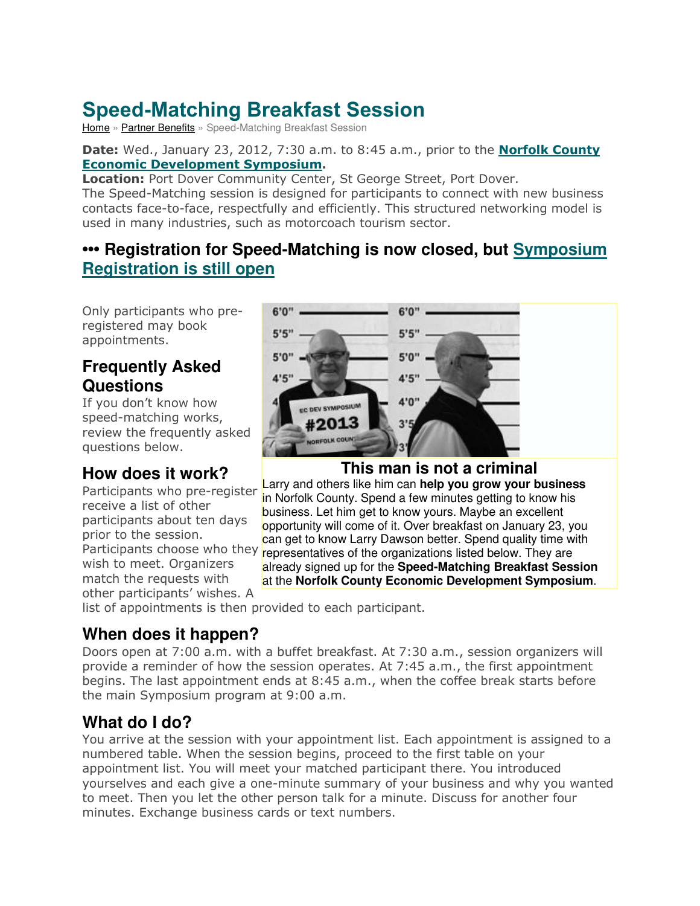# Speed-Matching Breakfast Session

Home » Partner Benefits » Speed-Matching Breakfast Session

**Date:** Wed., January 23, 2012, 7:30 a.m. to 8:45 a.m., prior to the **Norfolk County Economic Development Symposium**.
**Location:** Port Dover Community Center, St George Street, Port Dover.
The Speed-Matching session is designed for participants to connect with new business contacts face-to-face, respectfully and efficiently. This structured networking model is used in many industries, such as motorcoach tourism sector.

## ••• Registration for Speed-Matching is now closed, but Symposium Registration is still open

Only participants who pre-registered may book appointments.

### This man is not a criminal

Larry and others like him can **help you grow your business** in Norfolk County. Spend a few minutes getting to know his business. Let him get to know yours. Maybe an excellent opportunity will come of it. Over breakfast on January 23, you can get to know Larry Dawson better. Spend quality time with representatives of the organizations listed below. They are already signed up for the **Speed-Matching Breakfast Session** at the **Norfolk County Economic Development Symposium**.

## Frequently Asked Questions

If you don't know how speed-matching works, review the frequently asked questions below.

## How does it work?

Participants who pre-register receive a list of other participants about ten days prior to the session. Participants choose who they wish to meet. Organizers match the requests with other participants' wishes. A list of appointments is then provided to each participant.

## When does it happen?

Doors open at 7:00 a.m. with a buffet breakfast. At 7:30 a.m., session organizers will provide a reminder of how the session operates. At 7:45 a.m., the first appointment begins. The last appointment ends at 8:45 a.m., when the coffee break starts before the main Symposium program at 9:00 a.m.

## What do I do?

You arrive at the session with your appointment list. Each appointment is assigned to a numbered table. When the session begins, proceed to the first table on your appointment list. You will meet your matched participant there. You introduced yourselves and each give a one-minute summary of your business and why you wanted to meet. Then you let the other person talk for a minute. Discuss for another four minutes. Exchange business cards or text numbers.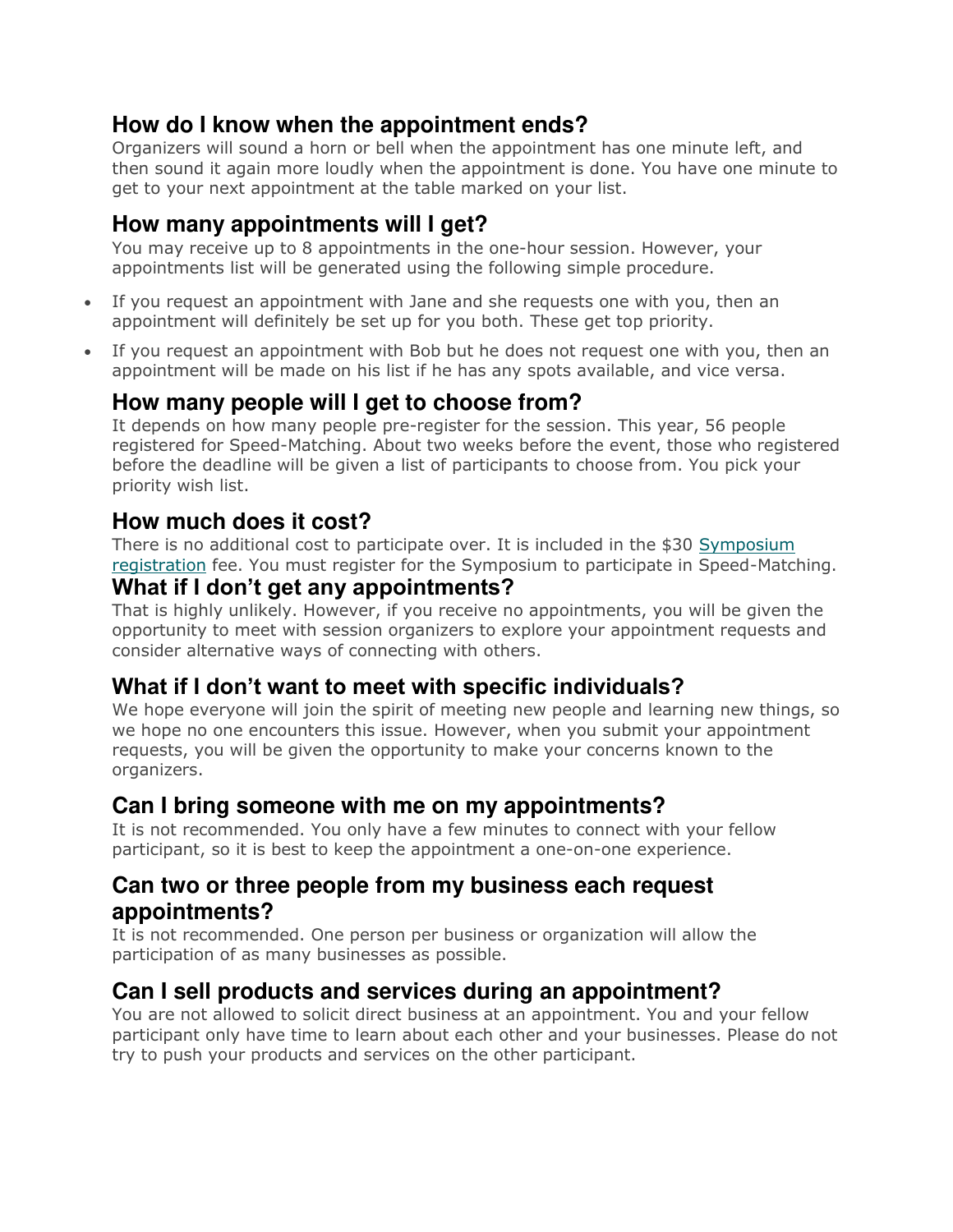## How do I know when the appointment ends?

Organizers will sound a horn or bell when the appointment has one minute left, and then sound it again more loudly when the appointment is done. You have one minute to get to your next appointment at the table marked on your list.

## How many appointments will I get?

You may receive up to 8 appointments in the one-hour session. However, your appointments list will be generated using the following simple procedure.

- If you request an appointment with Jane and she requests one with you, then an appointment will definitely be set up for you both. These get top priority.
- If you request an appointment with Bob but he does not request one with you, then an appointment will be made on his list if he has any spots available, and vice versa.

## How many people will I get to choose from?

It depends on how many people pre-register for the session. This year, 56 people registered for Speed-Matching. About two weeks before the event, those who registered before the deadline will be given a list of participants to choose from. You pick your priority wish list.

## How much does it cost?

There is no additional cost to participate over. It is included in the $30 Symposium registration fee. You must register for the Symposium to participate in Speed-Matching.

## What if I don't get any appointments?

That is highly unlikely. However, if you receive no appointments, you will be given the opportunity to meet with session organizers to explore your appointment requests and consider alternative ways of connecting with others.

## What if I don't want to meet with specific individuals?

We hope everyone will join the spirit of meeting new people and learning new things, so we hope no one encounters this issue. However, when you submit your appointment requests, you will be given the opportunity to make your concerns known to the organizers.

## Can I bring someone with me on my appointments?

It is not recommended. You only have a few minutes to connect with your fellow participant, so it is best to keep the appointment a one-on-one experience.

## Can two or three people from my business each request appointments?

It is not recommended. One person per business or organization will allow the participation of as many businesses as possible.

## Can I sell products and services during an appointment?

You are not allowed to solicit direct business at an appointment. You and your fellow participant only have time to learn about each other and your businesses. Please do not try to push your products and services on the other participant.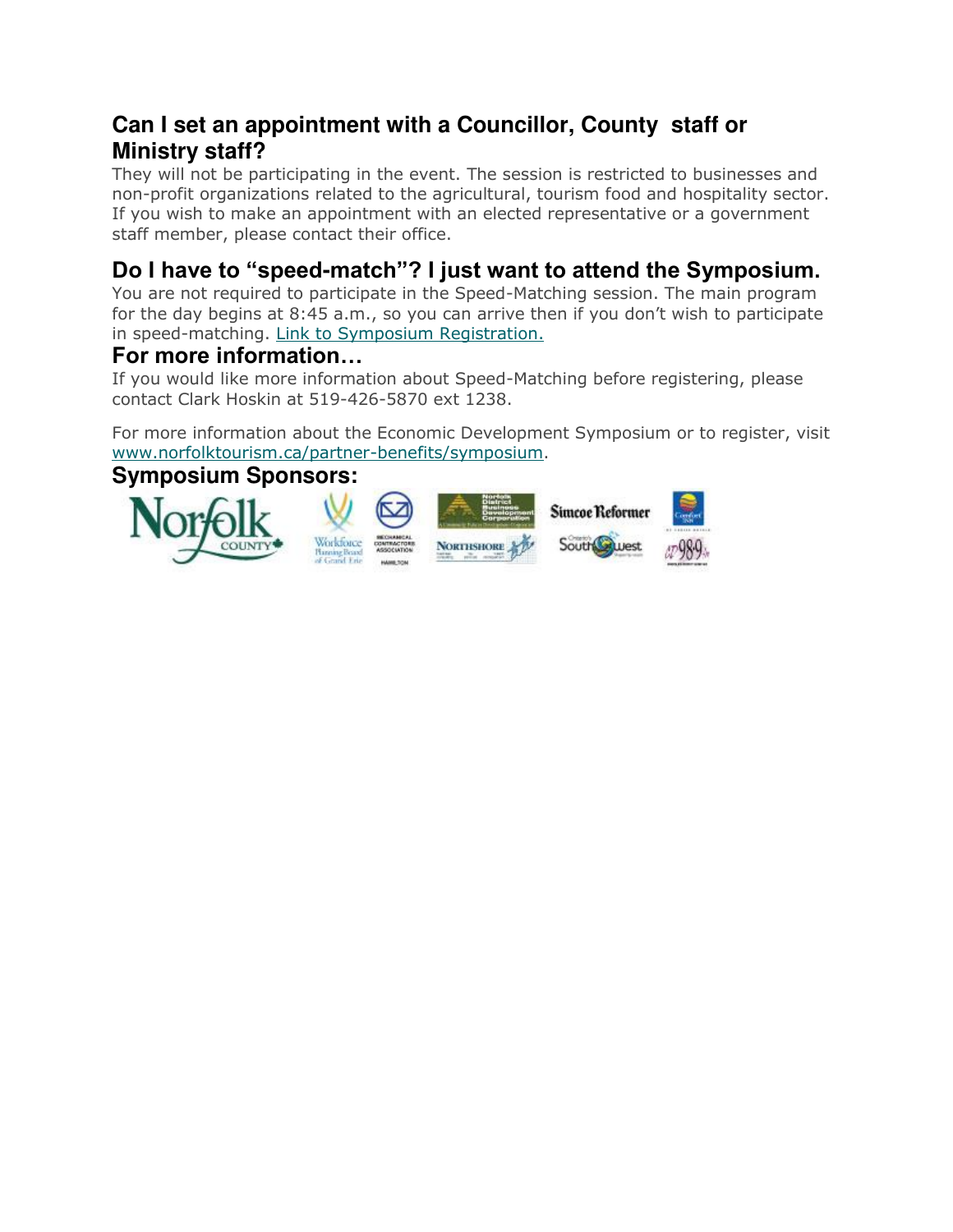## Can I set an appointment with a Councillor, County staff or Ministry staff?

They will not be participating in the event. The session is restricted to businesses and non-profit organizations related to the agricultural, tourism food and hospitality sector. If you wish to make an appointment with an elected representative or a government staff member, please contact their office.

## Do I have to "speed-match"? I just want to attend the Symposium.

You are not required to participate in the Speed-Matching session. The main program for the day begins at 8:45 a.m., so you can arrive then if you don't wish to participate in speed-matching. Link to Symposium Registration.

## For more information…

If you would like more information about Speed-Matching before registering, please contact Clark Hoskin at 519-426-5870 ext 1238.

For more information about the Economic Development Symposium or to register, visit www.norfolktourism.ca/partner-benefits/symposium.

## Symposium Sponsors: